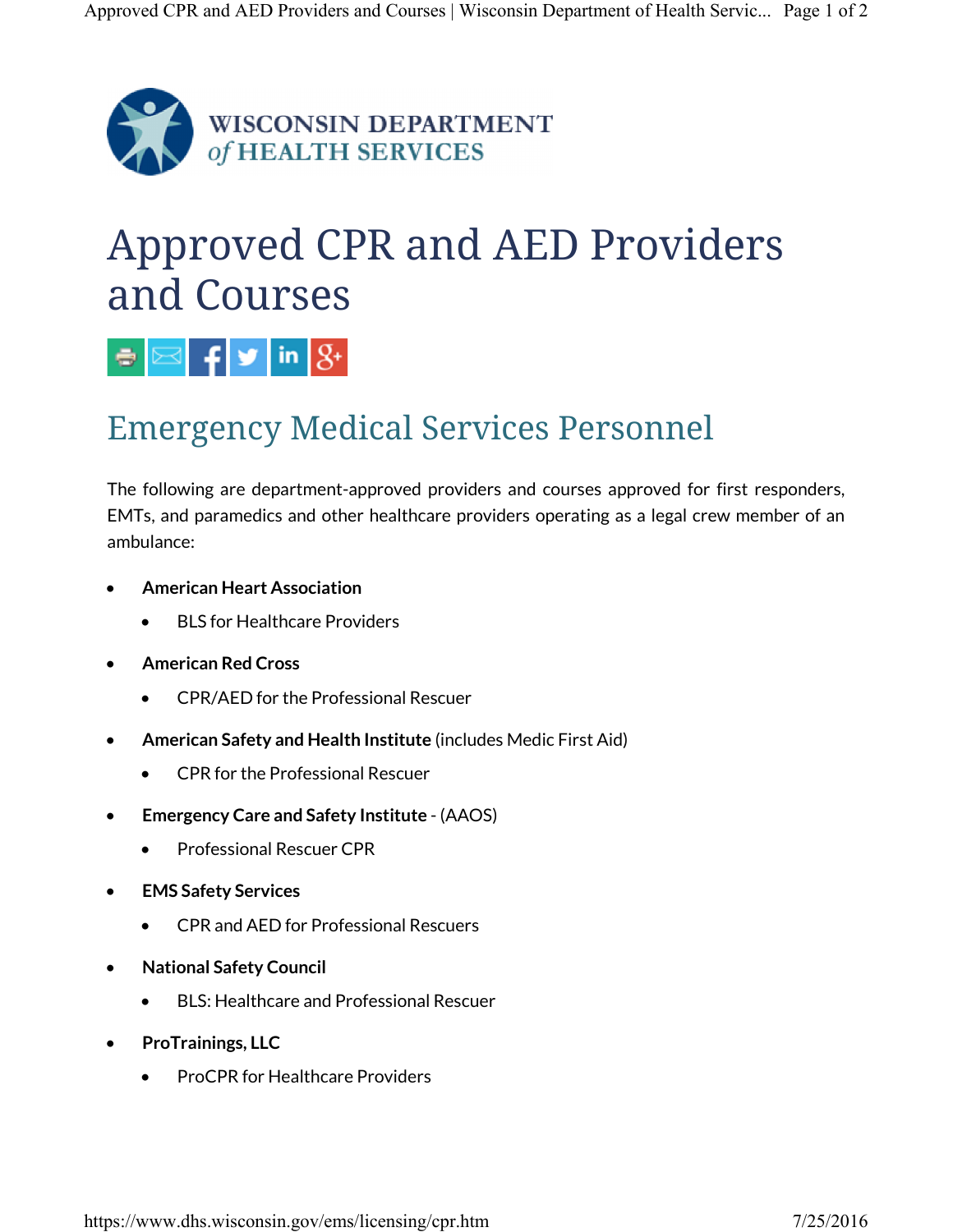WISCONSIN DEPARTMENT of HEALTH SERVICES

# Approved CPR and AED Providers and Courses

## Emergency Medical Services Personnel

The following are department-approved providers and courses approved for first responders, EMTs, and paramedics and other healthcare providers operating as a legal crew member of an ambulance:

- **American Heart Association**
  - BLS for Healthcare Providers
- **American Red Cross**
  - CPR/AED for the Professional Rescuer
- **American Safety and Health Institute** (includes Medic First Aid)
  - CPR for the Professional Rescuer
- **Emergency Care and Safety Institute** - (AAOS)
  - Professional Rescuer CPR
- **EMS Safety Services**
  - CPR and AED for Professional Rescuers
- **National Safety Council**
  - BLS: Healthcare and Professional Rescuer
- **ProTrainings, LLC**
  - ProCPR for Healthcare Providers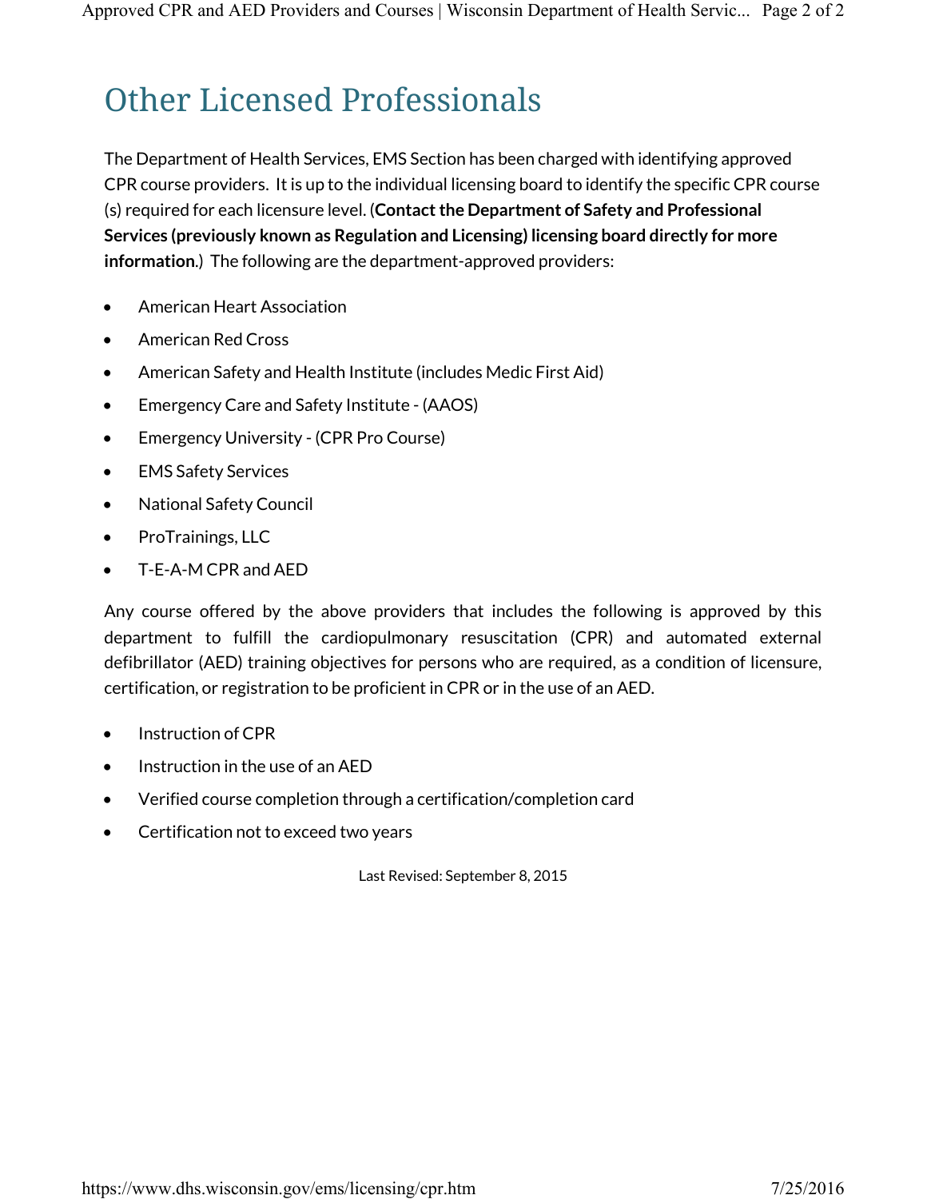# Other Licensed Professionals

The Department of Health Services, EMS Section has been charged with identifying approved CPR course providers. It is up to the individual licensing board to identify the specific CPR course (s) required for each licensure level. (**Contact the Department of Safety and Professional Services (previously known as Regulation and Licensing) licensing board directly for more information**.) The following are the department-approved providers:

- American Heart Association
- American Red Cross
- American Safety and Health Institute (includes Medic First Aid)
- Emergency Care and Safety Institute - (AAOS)
- Emergency University - (CPR Pro Course)
- EMS Safety Services
- National Safety Council
- ProTrainings, LLC
- T-E-A-M CPR and AED

Any course offered by the above providers that includes the following is approved by this department to fulfill the cardiopulmonary resuscitation (CPR) and automated external defibrillator (AED) training objectives for persons who are required, as a condition of licensure, certification, or registration to be proficient in CPR or in the use of an AED.

- Instruction of CPR
- Instruction in the use of an AED
- Verified course completion through a certification/completion card
- Certification not to exceed two years

Last Revised: September 8, 2015